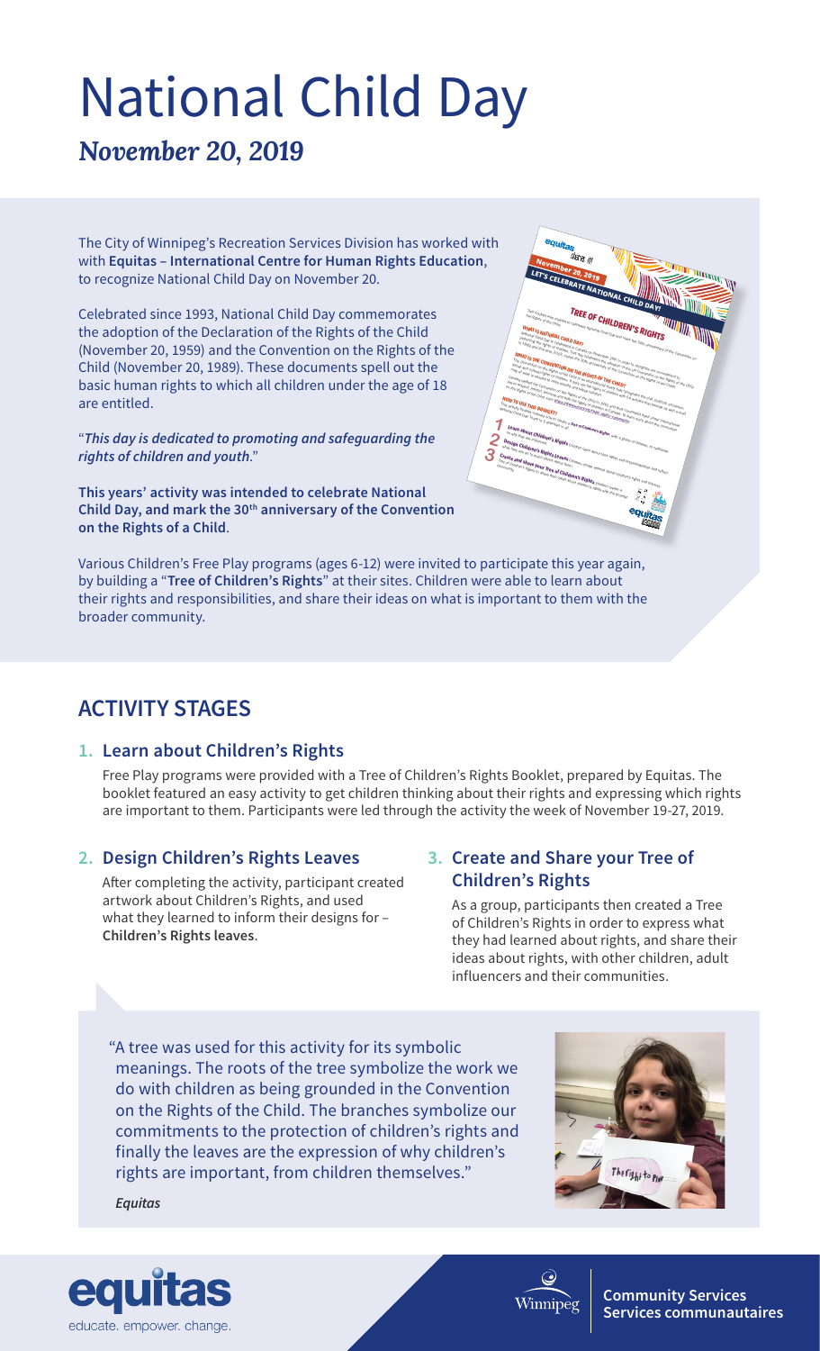# National Child Day

## *November 20, 2019*

The City of Winnipeg's Recreation Services Division has worked with with **Equitas – International Centre for Human Rights Education**, to recognize National Child Day on November 20.

Celebrated since 1993, National Child Day commemorates the adoption of the Declaration of the Rights of the Child (November 20, 1959) and the Convention on the Rights of the Child (November 20, 1989). These documents spell out the basic human rights to which all children under the age of 18 are entitled.

"***This day is dedicated to promoting and safeguarding the rights of children and youth***."

**This years' activity was intended to celebrate National Child Day, and mark the 30th anniversary of the Convention on the Rights of a Child**.

Various Children's Free Play programs (ages 6-12) were invited to participate this year again, by building a "**Tree of Children's Rights**" at their sites. Children were able to learn about their rights and responsibilities, and share their ideas on what is important to them with the broader community.

## ACTIVITY STAGES

### 1. Learn about Children's Rights

Free Play programs were provided with a Tree of Children's Rights Booklet, prepared by Equitas. The booklet featured an easy activity to get children thinking about their rights and expressing which rights are important to them. Participants were led through the activity the week of November 19-27, 2019.

### 2. Design Children's Rights Leaves

After completing the activity, participant created artwork about Children's Rights, and used what they learned to inform their designs for – **Children's Rights leaves**.

### 3. Create and Share your Tree of Children's Rights

As a group, participants then created a Tree of Children's Rights in order to express what they had learned about rights, and share their ideas about rights, with other children, adult influencers and their communities.

"A tree was used for this activity for its symbolic meanings. The roots of the tree symbolize the work we do with children as being grounded in the Convention on the Rights of the Child. The branches symbolize our commitments to the protection of children's rights and finally the leaves are the expression of why children's rights are important, from children themselves."

*Equitas*

equitas
educate. empower. change.

Winnipeg

**Community Services**
**Services communautaires**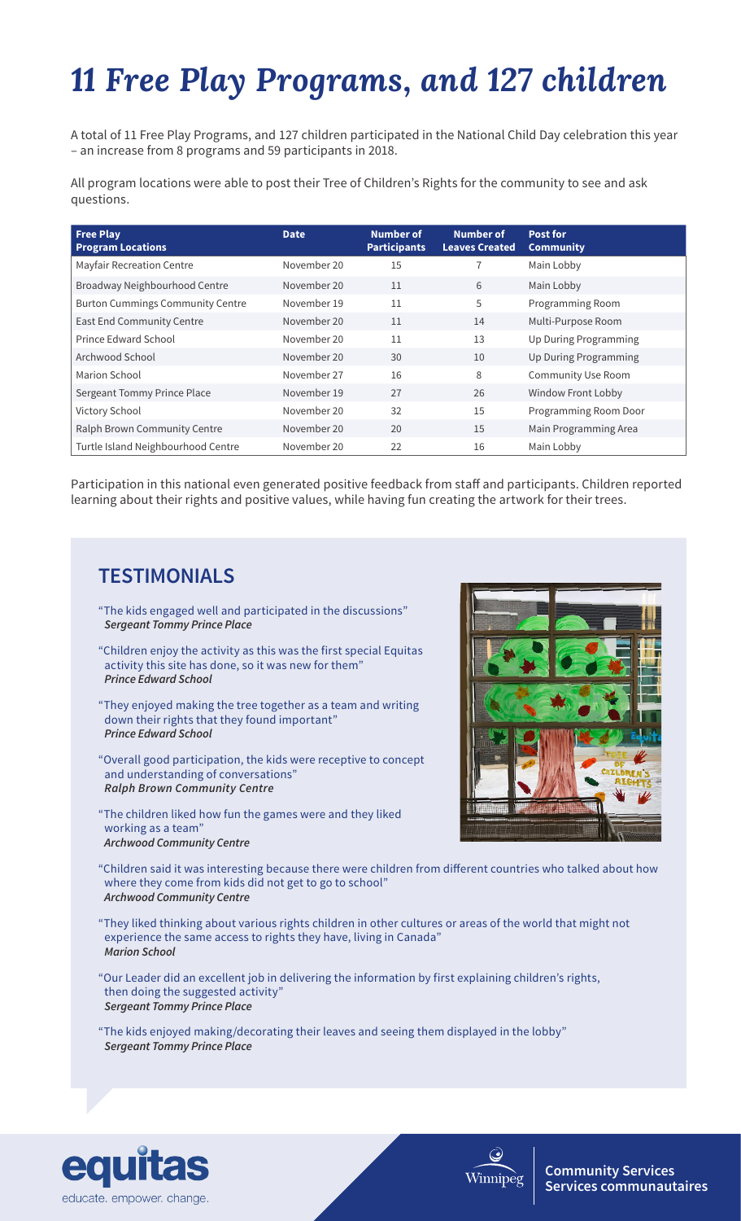# 11 Free Play Programs, and 127 children

A total of 11 Free Play Programs, and 127 children participated in the National Child Day celebration this year – an increase from 8 programs and 59 participants in 2018.

All program locations were able to post their Tree of Children's Rights for the community to see and ask questions.

| Free Play Program Locations | Date | Number of Participants | Number of Leaves Created | Post for Community |
|---|---|---|---|---|
| Mayfair Recreation Centre | November 20 | 15 | 7 | Main Lobby |
| Broadway Neighbourhood Centre | November 20 | 11 | 6 | Main Lobby |
| Burton Cummings Community Centre | November 19 | 11 | 5 | Programming Room |
| East End Community Centre | November 20 | 11 | 14 | Multi-Purpose Room |
| Prince Edward School | November 20 | 11 | 13 | Up During Programming |
| Archwood School | November 20 | 30 | 10 | Up During Programming |
| Marion School | November 27 | 16 | 8 | Community Use Room |
| Sergeant Tommy Prince Place | November 19 | 27 | 26 | Window Front Lobby |
| Victory School | November 20 | 32 | 15 | Programming Room Door |
| Ralph Brown Community Centre | November 20 | 20 | 15 | Main Programming Area |
| Turtle Island Neighbourhood Centre | November 20 | 22 | 16 | Main Lobby |

Participation in this national even generated positive feedback from staff and participants. Children reported learning about their rights and positive values, while having fun creating the artwork for their trees.

## TESTIMONIALS

"The kids engaged well and participated in the discussions"
***Sergeant Tommy Prince Place***

"Children enjoy the activity as this was the first special Equitas activity this site has done, so it was new for them"
***Prince Edward School***

"They enjoyed making the tree together as a team and writing down their rights that they found important"
***Prince Edward School***

"Overall good participation, the kids were receptive to concept and understanding of conversations"
***Ralph Brown Community Centre***

"The children liked how fun the games were and they liked working as a team"
***Archwood Community Centre***

"Children said it was interesting because there were children from different countries who talked about how where they come from kids did not get to go to school"
***Archwood Community Centre***

"They liked thinking about various rights children in other cultures or areas of the world that might not experience the same access to rights they have, living in Canada"
***Marion School***

"Our Leader did an excellent job in delivering the information by first explaining children's rights, then doing the suggested activity"
***Sergeant Tommy Prince Place***

"The kids enjoyed making/decorating their leaves and seeing them displayed in the lobby"
***Sergeant Tommy Prince Place***

equitas
educate. empower. change.

Winnipeg
Community Services
Services communautaires